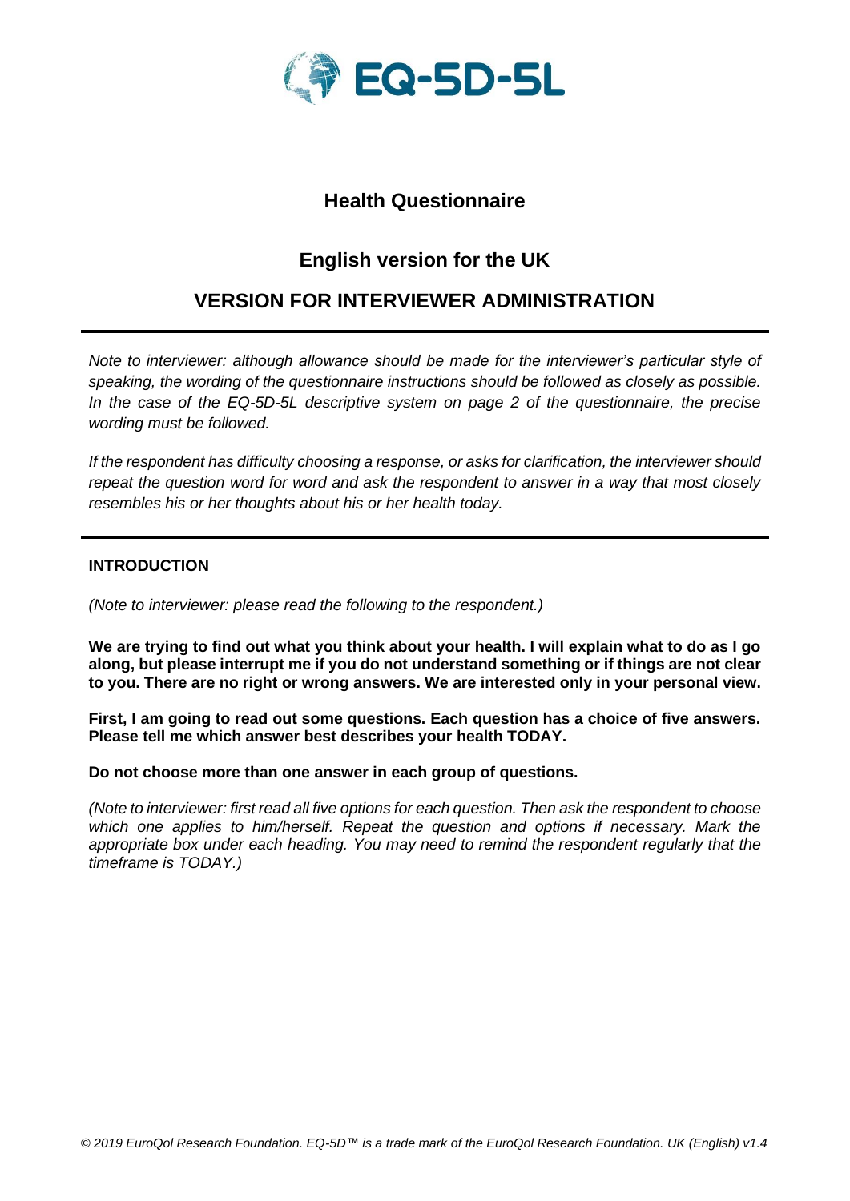# EQ-5D-5L

## Health Questionnaire

## English version for the UK

## VERSION FOR INTERVIEWER ADMINISTRATION

---

*Note to interviewer: although allowance should be made for the interviewer's particular style of speaking, the wording of the questionnaire instructions should be followed as closely as possible. In the case of the EQ-5D-5L descriptive system on page 2 of the questionnaire, the precise wording must be followed.*

*If the respondent has difficulty choosing a response, or asks for clarification, the interviewer should repeat the question word for word and ask the respondent to answer in a way that most closely resembles his or her thoughts about his or her health today.*

---

**INTRODUCTION**

*(Note to interviewer: please read the following to the respondent.)*

**We are trying to find out what you think about your health. I will explain what to do as I go along, but please interrupt me if you do not understand something or if things are not clear to you. There are no right or wrong answers. We are interested only in your personal view.**

**First, I am going to read out some questions. Each question has a choice of five answers. Please tell me which answer best describes your health TODAY.**

**Do not choose more than one answer in each group of questions.**

*(Note to interviewer: first read all five options for each question. Then ask the respondent to choose which one applies to him/herself. Repeat the question and options if necessary. Mark the appropriate box under each heading. You may need to remind the respondent regularly that the timeframe is TODAY.)*

*© 2019 EuroQol Research Foundation. EQ-5D™ is a trade mark of the EuroQol Research Foundation. UK (English) v1.4*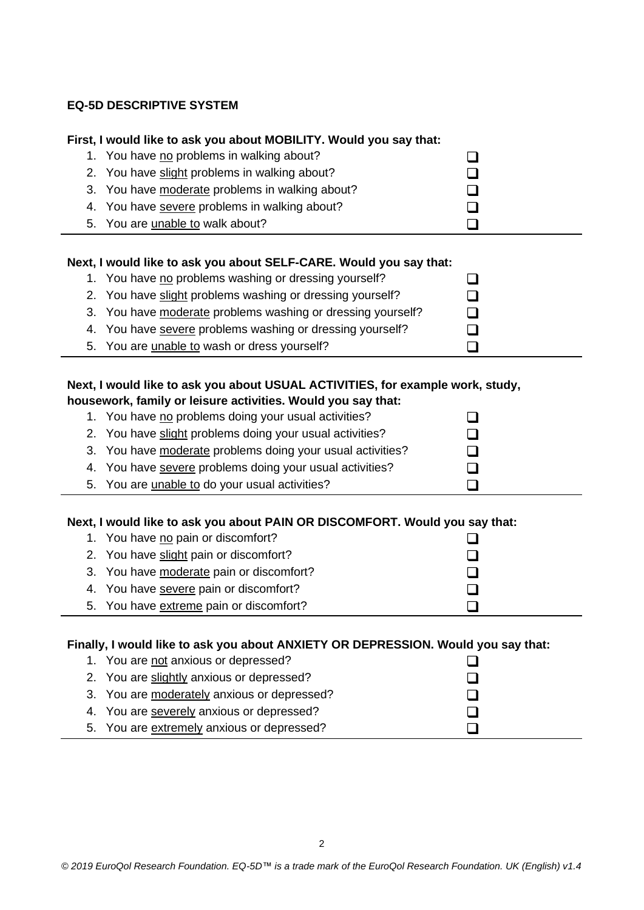**EQ-5D DESCRIPTIVE SYSTEM**

**First, I would like to ask you about MOBILITY. Would you say that:**

1. You have <u>no</u> problems in walking about? ☐
2. You have <u>slight</u> problems in walking about? ☐
3. You have <u>moderate</u> problems in walking about? ☐
4. You have <u>severe</u> problems in walking about? ☐
5. You are <u>unable to</u> walk about? ☐

---

**Next, I would like to ask you about SELF-CARE. Would you say that:**

1. You have <u>no</u> problems washing or dressing yourself? ☐
2. You have <u>slight</u> problems washing or dressing yourself? ☐
3. You have <u>moderate</u> problems washing or dressing yourself? ☐
4. You have <u>severe</u> problems washing or dressing yourself? ☐
5. You are <u>unable to</u> wash or dress yourself? ☐

---

**Next, I would like to ask you about USUAL ACTIVITIES, for example work, study, housework, family or leisure activities. Would you say that:**

1. You have <u>no</u> problems doing your usual activities? ☐
2. You have <u>slight</u> problems doing your usual activities? ☐
3. You have <u>moderate</u> problems doing your usual activities? ☐
4. You have <u>severe</u> problems doing your usual activities? ☐
5. You are <u>unable to</u> do your usual activities? ☐

---

**Next, I would like to ask you about PAIN OR DISCOMFORT. Would you say that:**

1. You have <u>no</u> pain or discomfort? ☐
2. You have <u>slight</u> pain or discomfort? ☐
3. You have <u>moderate</u> pain or discomfort? ☐
4. You have <u>severe</u> pain or discomfort? ☐
5. You have <u>extreme</u> pain or discomfort? ☐

---

**Finally, I would like to ask you about ANXIETY OR DEPRESSION. Would you say that:**

1. You are <u>not</u> anxious or depressed? ☐
2. You are <u>slightly</u> anxious or depressed? ☐
3. You are <u>moderately</u> anxious or depressed? ☐
4. You are <u>severely</u> anxious or depressed? ☐
5. You are <u>extremely</u> anxious or depressed? ☐

---

*© 2019 EuroQol Research Foundation. EQ-5D™ is a trade mark of the EuroQol Research Foundation. UK (English) v1.4*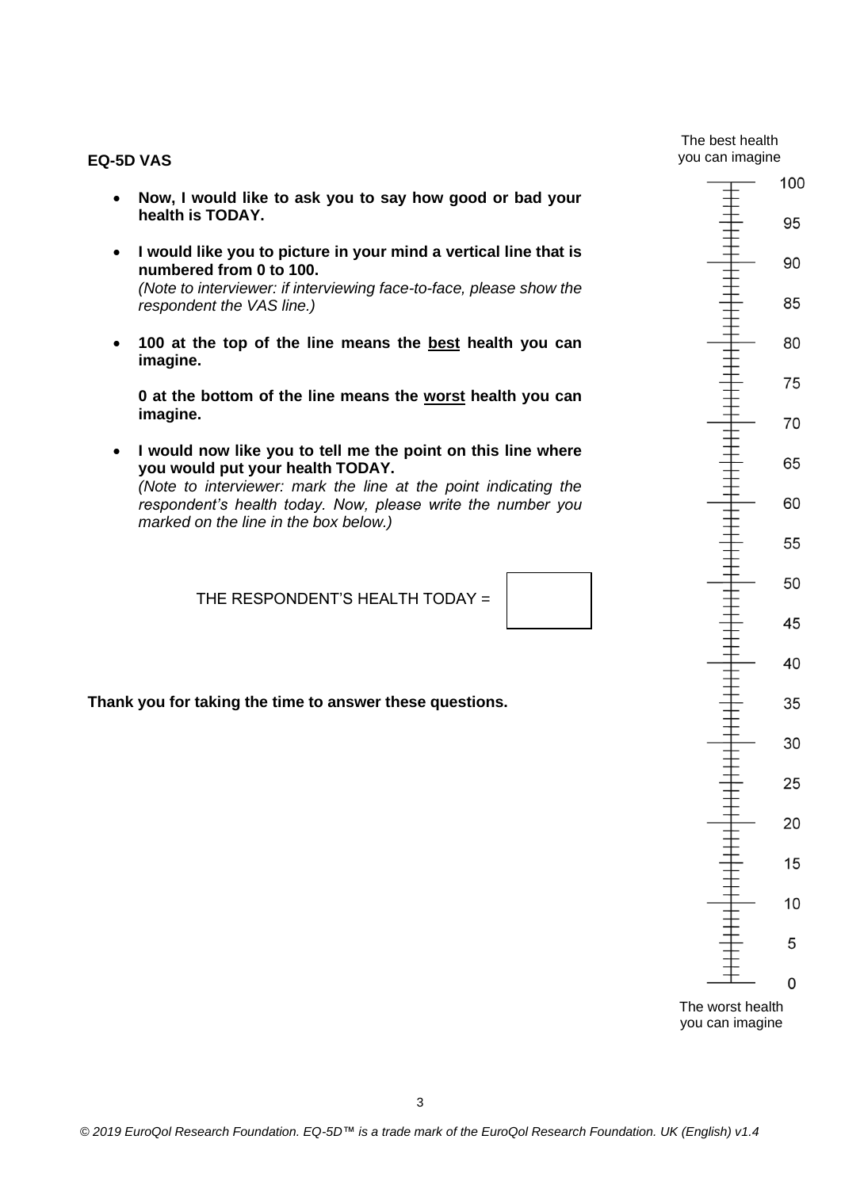**EQ-5D VAS**

- **Now, I would like to ask you to say how good or bad your health is TODAY.**
- **I would like you to picture in your mind a vertical line that is numbered from 0 to 100.**
  *(Note to interviewer: if interviewing face-to-face, please show the respondent the VAS line.)*
- **100 at the top of the line means the <u>best</u> health you can imagine.**

  **0 at the bottom of the line means the <u>worst</u> health you can imagine.**
- **I would now like you to tell me the point on this line where you would put your health TODAY.**
  *(Note to interviewer: mark the line at the point indicating the respondent's health today. Now, please write the number you marked on the line in the box below.)*

THE RESPONDENT'S HEALTH TODAY = ☐

**Thank you for taking the time to answer these questions.**

The best health you can imagine

100
95
90
85
80
75
70
65
60
55
50
45
40
35
30
25
20
15
10
5
0

The worst health you can imagine

*© 2019 EuroQol Research Foundation. EQ-5D™ is a trade mark of the EuroQol Research Foundation. UK (English) v1.4*